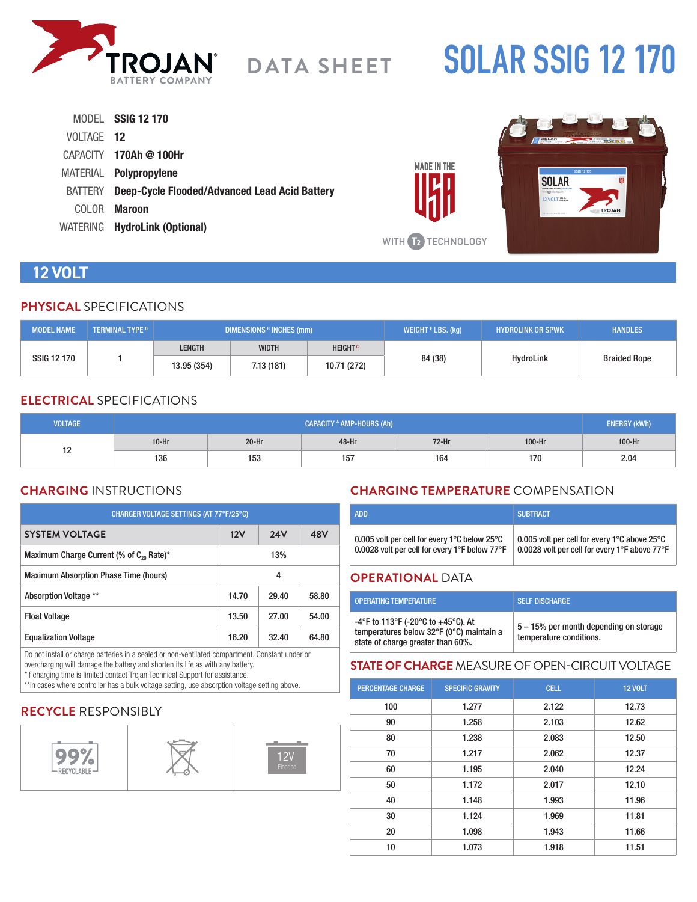# TROJAN BATTERY COMPANY — DATA SHEET — SOLAR SSIG 12 170

MODEL **SSIG 12 170**
VOLTAGE **12**
CAPACITY **170Ah @ 100Hr**
MATERIAL **Polypropylene**
BATTERY **Deep-Cycle Flooded/Advanced Lead Acid Battery**
COLOR **Maroon**
WATERING **HydroLink (Optional)**

MADE IN THE USA WITH T2 TECHNOLOGY

## 12 VOLT

### PHYSICAL SPECIFICATIONS

| MODEL NAME | TERMINAL TYPE [D] | DIMENSIONS [B] INCHES (mm) | | | WEIGHT [E] LBS. (kg) | HYDROLINK OR SPWK | HANDLES |
|---|---|---|---|---|---|---|---|
| | | LENGTH | WIDTH | HEIGHT [C] | | | |
| SSIG 12 170 | 1 | 13.95 (354) | 7.13 (181) | 10.71 (272) | 84 (38) | HydroLink | Braided Rope |

### ELECTRICAL SPECIFICATIONS

| VOLTAGE | CAPACITY [A] AMP-HOURS (Ah) | | | | | ENERGY (kWh) |
|---|---|---|---|---|---|---|
| | 10-Hr | 20-Hr | 48-Hr | 72-Hr | 100-Hr | 100-Hr |
| 12 | 136 | 153 | 157 | 164 | 170 | 2.04 |

### CHARGING INSTRUCTIONS

| CHARGER VOLTAGE SETTINGS (AT 77°F/25°C) | | | |
|---|---|---|---|
| SYSTEM VOLTAGE | 12V | 24V | 48V |
| Maximum Charge Current (% of $C_{20}$ Rate)* | 13% | | |
| Maximum Absorption Phase Time (hours) | 4 | | |
| Absorption Voltage ** | 14.70 | 29.40 | 58.80 |
| Float Voltage | 13.50 | 27.00 | 54.00 |
| Equalization Voltage | 16.20 | 32.40 | 64.80 |

Do not install or charge batteries in a sealed or non-ventilated compartment. Constant under or overcharging will damage the battery and shorten its life as with any battery.
*If charging time is limited contact Trojan Technical Support for assistance.
**In cases where controller has a bulk voltage setting, use absorption voltage setting above.

### CHARGING TEMPERATURE COMPENSATION

| ADD | SUBTRACT |
|---|---|
| 0.005 volt per cell for every 1°C below 25°C<br>0.0028 volt per cell for every 1°F below 77°F | 0.005 volt per cell for every 1°C above 25°C<br>0.0028 volt per cell for every 1°F above 77°F |

### OPERATIONAL DATA

| OPERATING TEMPERATURE | SELF DISCHARGE |
|---|---|
| -4°F to 113°F (-20°C to +45°C). At temperatures below 32°F (0°C) maintain a state of charge greater than 60%. | 5 – 15% per month depending on storage temperature conditions. |

### STATE OF CHARGE MEASURE OF OPEN-CIRCUIT VOLTAGE

| PERCENTAGE CHARGE | SPECIFIC GRAVITY | CELL | 12 VOLT |
|---|---|---|---|
| 100 | 1.277 | 2.122 | 12.73 |
| 90 | 1.258 | 2.103 | 12.62 |
| 80 | 1.238 | 2.083 | 12.50 |
| 70 | 1.217 | 2.062 | 12.37 |
| 60 | 1.195 | 2.040 | 12.24 |
| 50 | 1.172 | 2.017 | 12.10 |
| 40 | 1.148 | 1.993 | 11.96 |
| 30 | 1.124 | 1.969 | 11.81 |
| 20 | 1.098 | 1.943 | 11.66 |
| 10 | 1.073 | 1.918 | 11.51 |

### RECYCLE RESPONSIBLY

99% RECYCLABLE | 12V Flooded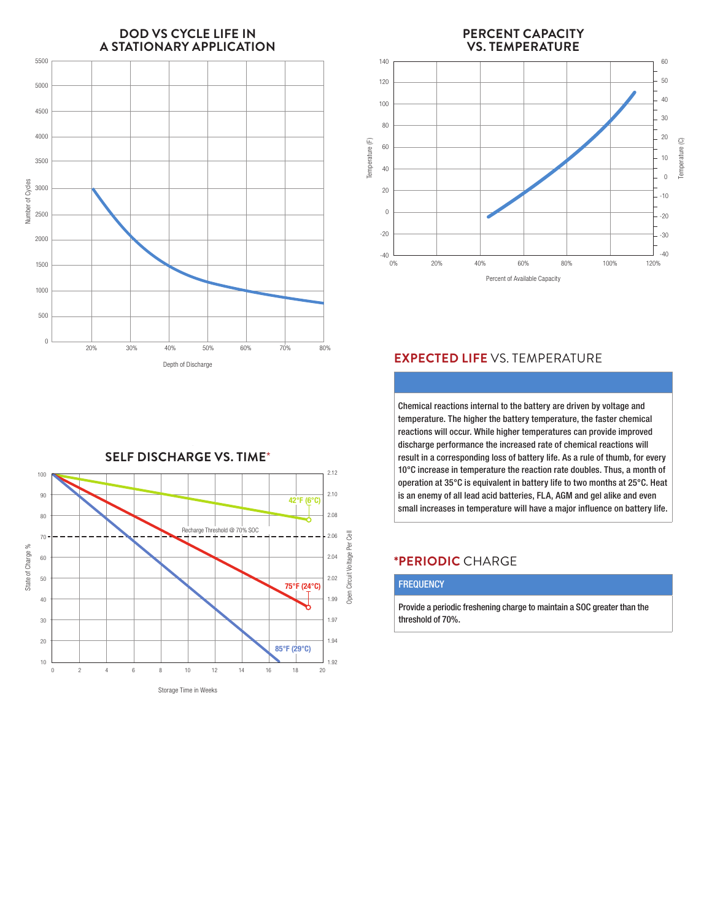## DOD VS CYCLE LIFE IN A STATIONARY APPLICATION

Number of Cycles

5500
5000
4500
4000
3500
3000
2500
2000
1500
1000
500
0

20% 30% 40% 50% 60% 70% 80%

Depth of Discharge

## PERCENT CAPACITY VS. TEMPERATURE

Temperature (F): 140, 120, 100, 80, 60, 40, 20, 0, -20, -40

Temperature (C): 60, 50, 40, 30, 20, 10, 0, -10, -20, -30, -40

0% 20% 40% 60% 80% 100% 120%

Percent of Available Capacity

## SELF DISCHARGE VS. TIME*

State of Charge %: 100, 90, 80, 70, 60, 50, 40, 30, 20, 10

Open Circuit Voltage Per Cell: 2.12, 2.10, 2.08, 2.06, 2.04, 2.02, 1.99, 1.97, 1.94, 1.92

42°F (6°C)

Recharge Threshold @ 70% SOC

75°F (24°C)

85°F (29°C)

0 2 4 6 8 10 12 14 16 18 20

Storage Time in Weeks

## EXPECTED LIFE VS. TEMPERATURE

Chemical reactions internal to the battery are driven by voltage and temperature. The higher the battery temperature, the faster chemical reactions will occur. While higher temperatures can provide improved discharge performance the increased rate of chemical reactions will result in a corresponding loss of battery life. As a rule of thumb, for every 10°C increase in temperature the reaction rate doubles. Thus, a month of operation at 35°C is equivalent in battery life to two months at 25°C. Heat is an enemy of all lead acid batteries, FLA, AGM and gel alike and even small increases in temperature will have a major influence on battery life.

## *PERIODIC CHARGE

### FREQUENCY

Provide a periodic freshening charge to maintain a SOC greater than the threshold of 70%.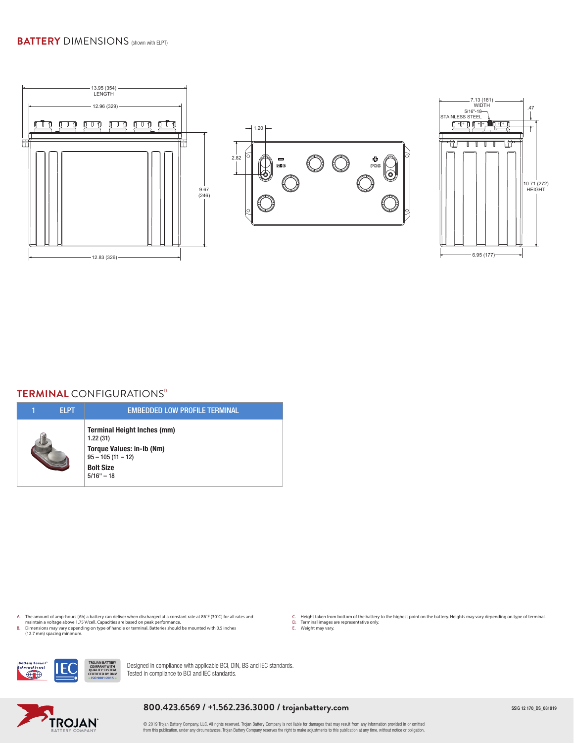## BATTERY DIMENSIONS (shown with ELPT)

13.95 (354)
LENGTH
12.96 (329)
9.67
(246)
12.83 (326)

1.20
2.82
NEG
POS

7.13 (181)
WIDTH
5/16"-18
STAINLESS STEEL
.47
10.71 (272)
HEIGHT
6.95 (177)

## TERMINAL CONFIGURATIONS[D]

| 1 | ELPT | EMBEDDED LOW PROFILE TERMINAL |
|---|---|---|
| | | **Terminal Height Inches (mm)**<br>1.22 (31)<br>**Torque Values: in-lb (Nm)**<br>95 – 105 (11 – 12)<br>**Bolt Size**<br>5/16" – 18 |

A. The amount of amp-hours (Ah) a battery can deliver when discharged at a constant rate at 86°F (30°C) for all rates and maintain a voltage above 1.75 V/cell. Capacities are based on peak performance.
B. Dimensions may vary depending on type of handle or terminal. Batteries should be mounted with 0.5 inches (12.7 mm) spacing minimum.
C. Height taken from bottom of the battery to the highest point on the battery. Heights may vary depending on type of terminal.
D. Terminal images are representative only.
E. Weight may vary.

TROJAN BATTERY COMPANY WITH QUALITY SYSTEM CERTIFIED BY DNV = ISO 9001:2015 =

Designed in compliance with applicable BCI, DIN, BS and IEC standards.
Tested in compliance to BCI and IEC standards.

**800.423.6569 / +1.562.236.3000 / trojanbattery.com**

SSIG 12 170_DS_081919

© 2019 Trojan Battery Company, LLC. All rights reserved. Trojan Battery Company is not liable for damages that may result from any information provided in or omitted from this publication, under any circumstances. Trojan Battery Company reserves the right to make adjustments to this publication at any time, without notice or obligation.